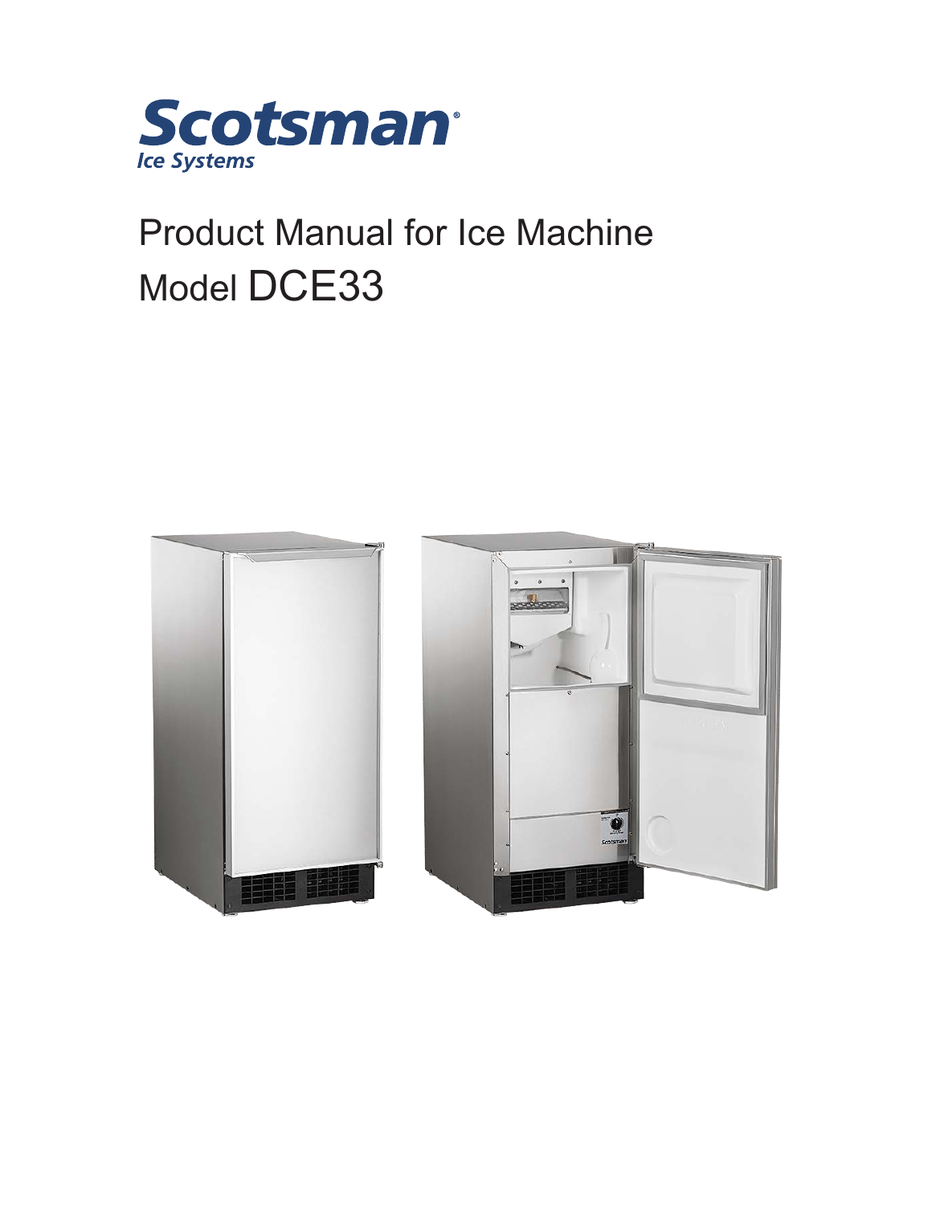Scotsman®

*Ice Systems*

# Product Manual for Ice Machine

# Model DCE33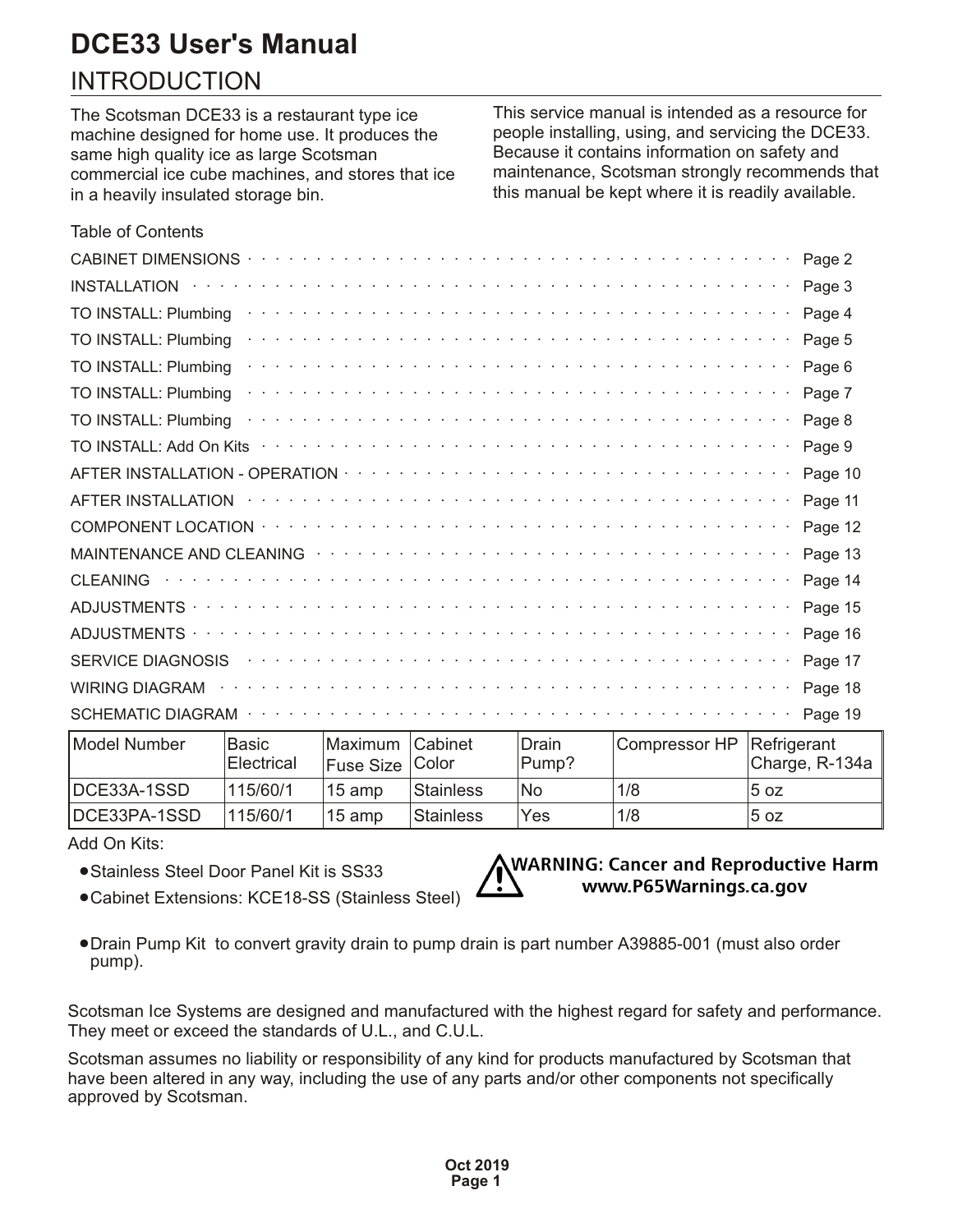# DCE33 User's Manual

## INTRODUCTION

The Scotsman DCE33 is a restaurant type ice machine designed for home use. It produces the same high quality ice as large Scotsman commercial ice cube machines, and stores that ice in a heavily insulated storage bin.

This service manual is intended as a resource for people installing, using, and servicing the DCE33. Because it contains information on safety and maintenance, Scotsman strongly recommends that this manual be kept where it is readily available.

Table of Contents

- CABINET DIMENSIONS ..... Page 2
- INSTALLATION ..... Page 3
- TO INSTALL: Plumbing ..... Page 4
- TO INSTALL: Plumbing ..... Page 5
- TO INSTALL: Plumbing ..... Page 6
- TO INSTALL: Plumbing ..... Page 7
- TO INSTALL: Plumbing ..... Page 8
- TO INSTALL: Add On Kits ..... Page 9
- AFTER INSTALLATION - OPERATION ..... Page 10
- AFTER INSTALLATION ..... Page 11
- COMPONENT LOCATION ..... Page 12
- MAINTENANCE AND CLEANING ..... Page 13
- CLEANING ..... Page 14
- ADJUSTMENTS ..... Page 15
- ADJUSTMENTS ..... Page 16
- SERVICE DIAGNOSIS ..... Page 17
- WIRING DIAGRAM ..... Page 18
- SCHEMATIC DIAGRAM ..... Page 19

| Model Number | Basic Electrical | Maximum Fuse Size | Cabinet Color | Drain Pump? | Compressor HP | Refrigerant Charge, R-134a |
|---|---|---|---|---|---|---|
| DCE33A-1SSD | 115/60/1 | 15 amp | Stainless | No | 1/8 | 5 oz |
| DCE33PA-1SSD | 115/60/1 | 15 amp | Stainless | Yes | 1/8 | 5 oz |

Add On Kits:

- Stainless Steel Door Panel Kit is SS33
- Cabinet Extensions: KCE18-SS (Stainless Steel)

**WARNING: Cancer and Reproductive Harm**
**www.P65Warnings.ca.gov**

- Drain Pump Kit to convert gravity drain to pump drain is part number A39885-001 (must also order pump).

Scotsman Ice Systems are designed and manufactured with the highest regard for safety and performance. They meet or exceed the standards of U.L., and C.U.L.

Scotsman assumes no liability or responsibility of any kind for products manufactured by Scotsman that have been altered in any way, including the use of any parts and/or other components not specifically approved by Scotsman.

Oct 2019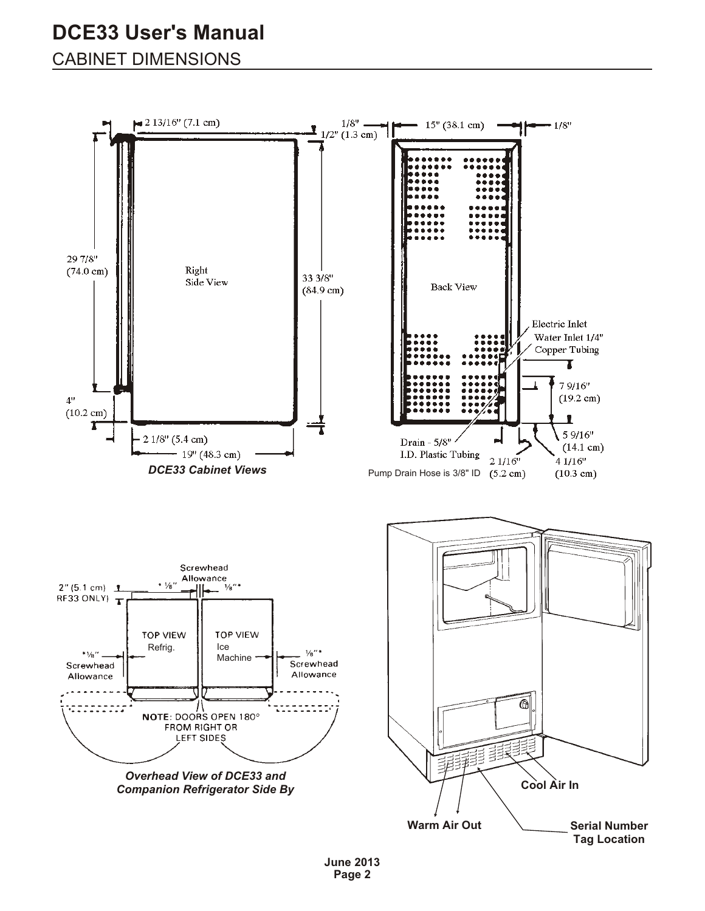# DCE33 User's Manual

## CABINET DIMENSIONS

2 13/16" (7.1 cm)

1/8"

1/2" (1.3 cm)

15" (38.1 cm)

1/8"

29 7/8" (74.0 cm)

Right Side View

33 3/8" (84.9 cm)

Back View

Electric Inlet

Water Inlet 1/4" Copper Tubing

7 9/16" (19.2 cm)

4" (10.2 cm)

5 9/16" (14.1 cm)

2 1/8" (5.4 cm)

19" (48.3 cm)

Drain - 5/8" I.D. Plastic Tubing

2 1/16" (5.2 cm)

4 1/16" (10.3 cm)

Pump Drain Hose is 3/8" ID

*DCE33 Cabinet Views*

Screwhead Allowance

2" (5.1 cm) RF33 ONLY)

* ⅛"

⅛"*

TOP VIEW Refrig.

TOP VIEW Ice Machine

*⅛" Screwhead Allowance

⅛"* Screwhead Allowance

NOTE: DOORS OPEN 180° FROM RIGHT OR LEFT SIDES

*Overhead View of DCE33 and Companion Refrigerator Side By*

**Cool Air In**

**Warm Air Out**

**Serial Number Tag Location**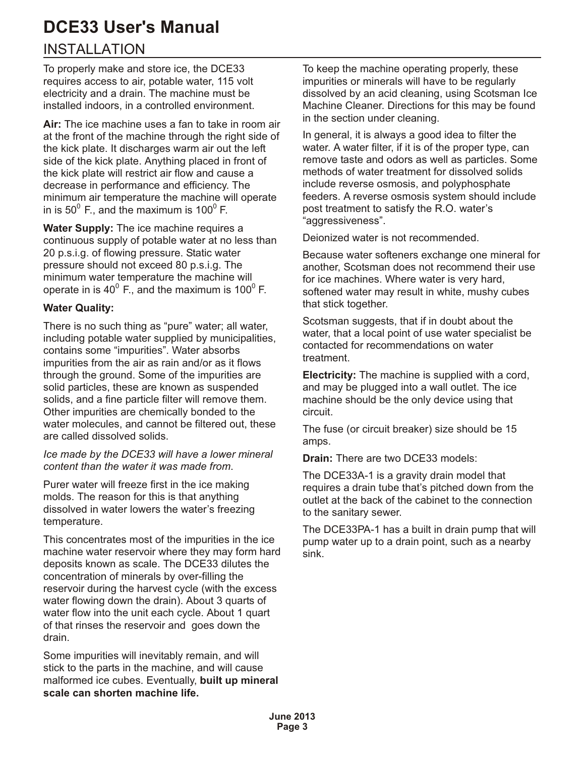# DCE33 User's Manual

## INSTALLATION

To properly make and store ice, the DCE33 requires access to air, potable water, 115 volt electricity and a drain. The machine must be installed indoors, in a controlled environment.

**Air:** The ice machine uses a fan to take in room air at the front of the machine through the right side of the kick plate. It discharges warm air out the left side of the kick plate. Anything placed in front of the kick plate will restrict air flow and cause a decrease in performance and efficiency. The minimum air temperature the machine will operate in is $50^0$ F., and the maximum is $100^0$ F.

**Water Supply:** The ice machine requires a continuous supply of potable water at no less than 20 p.s.i.g. of flowing pressure. Static water pressure should not exceed 80 p.s.i.g. The minimum water temperature the machine will operate in is $40^0$ F., and the maximum is $100^0$ F.

**Water Quality:**

There is no such thing as “pure” water; all water, including potable water supplied by municipalities, contains some “impurities”. Water absorbs impurities from the air as rain and/or as it flows through the ground. Some of the impurities are solid particles, these are known as suspended solids, and a fine particle filter will remove them. Other impurities are chemically bonded to the water molecules, and cannot be filtered out, these are called dissolved solids.

*Ice made by the DCE33 will have a lower mineral content than the water it was made from*.

Purer water will freeze first in the ice making molds. The reason for this is that anything dissolved in water lowers the water’s freezing temperature.

This concentrates most of the impurities in the ice machine water reservoir where they may form hard deposits known as scale. The DCE33 dilutes the concentration of minerals by over-filling the reservoir during the harvest cycle (with the excess water flowing down the drain). About 3 quarts of water flow into the unit each cycle. About 1 quart of that rinses the reservoir and goes down the drain.

Some impurities will inevitably remain, and will stick to the parts in the machine, and will cause malformed ice cubes. Eventually, **built up mineral scale can shorten machine life.**

To keep the machine operating properly, these impurities or minerals will have to be regularly dissolved by an acid cleaning, using Scotsman Ice Machine Cleaner. Directions for this may be found in the section under cleaning.

In general, it is always a good idea to filter the water. A water filter, if it is of the proper type, can remove taste and odors as well as particles. Some methods of water treatment for dissolved solids include reverse osmosis, and polyphosphate feeders. A reverse osmosis system should include post treatment to satisfy the R.O. water’s “aggressiveness”.

Deionized water is not recommended.

Because water softeners exchange one mineral for another, Scotsman does not recommend their use for ice machines. Where water is very hard, softened water may result in white, mushy cubes that stick together.

Scotsman suggests, that if in doubt about the water, that a local point of use water specialist be contacted for recommendations on water treatment.

**Electricity:** The machine is supplied with a cord, and may be plugged into a wall outlet. The ice machine should be the only device using that circuit.

The fuse (or circuit breaker) size should be 15 amps.

**Drain:** There are two DCE33 models:

The DCE33A-1 is a gravity drain model that requires a drain tube that’s pitched down from the outlet at the back of the cabinet to the connection to the sanitary sewer.

The DCE33PA-1 has a built in drain pump that will pump water up to a drain point, such as a nearby sink.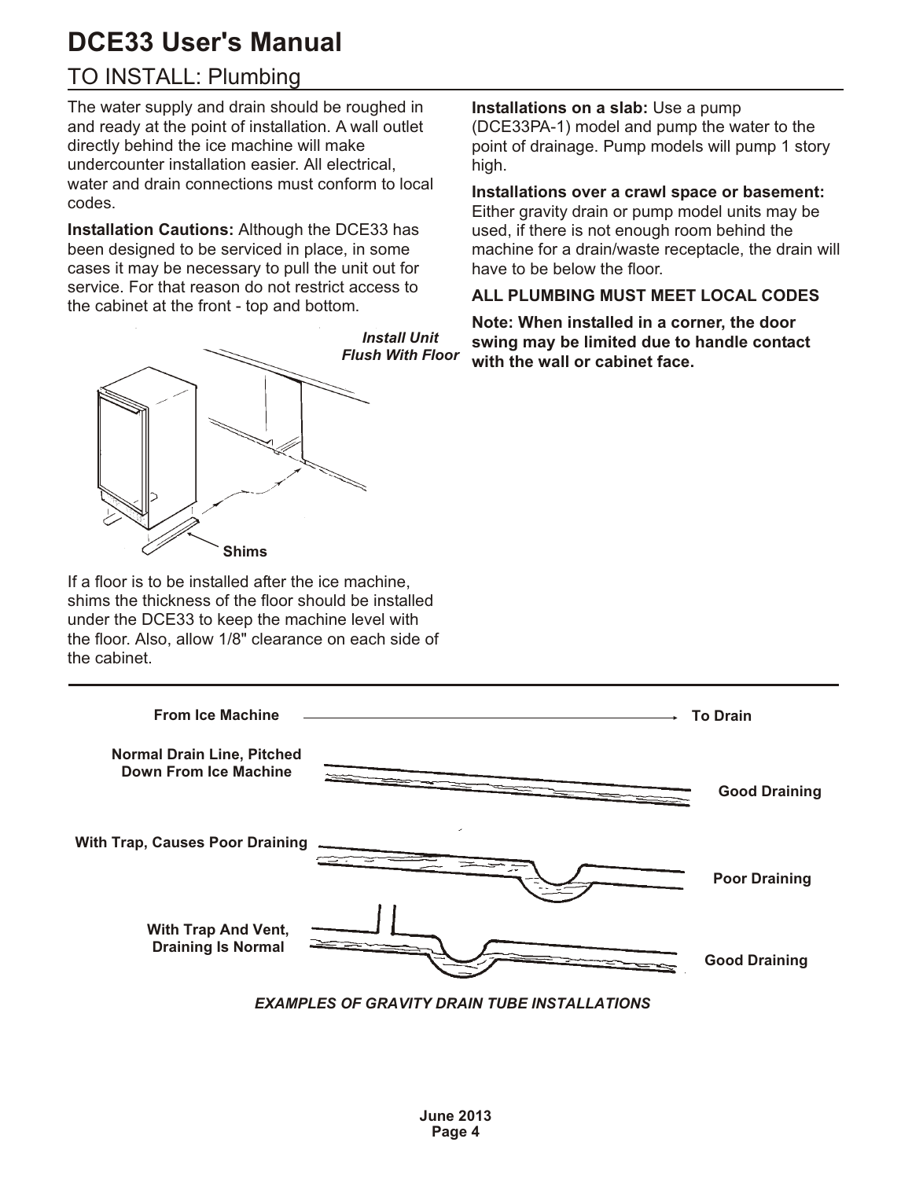# DCE33 User's Manual

## TO INSTALL: Plumbing

The water supply and drain should be roughed in and ready at the point of installation. A wall outlet directly behind the ice machine will make undercounter installation easier. All electrical, water and drain connections must conform to local codes.

**Installation Cautions:** Although the DCE33 has been designed to be serviced in place, in some cases it may be necessary to pull the unit out for service. For that reason do not restrict access to the cabinet at the front - top and bottom.

*Install Unit Flush With Floor*

**Shims**

If a floor is to be installed after the ice machine, shims the thickness of the floor should be installed under the DCE33 to keep the machine level with the floor. Also, allow 1/8" clearance on each side of the cabinet.

**Installations on a slab:** Use a pump (DCE33PA-1) model and pump the water to the point of drainage. Pump models will pump 1 story high.

**Installations over a crawl space or basement:** Either gravity drain or pump model units may be used, if there is not enough room behind the machine for a drain/waste receptacle, the drain will have to be below the floor.

**ALL PLUMBING MUST MEET LOCAL CODES**

**Note: When installed in a corner, the door swing may be limited due to handle contact with the wall or cabinet face.**

**From Ice Machine** → **To Drain**

**Normal Drain Line, Pitched Down From Ice Machine** — **Good Draining**

**With Trap, Causes Poor Draining** — **Poor Draining**

**With Trap And Vent, Draining Is Normal** — **Good Draining**

***EXAMPLES OF GRAVITY DRAIN TUBE INSTALLATIONS***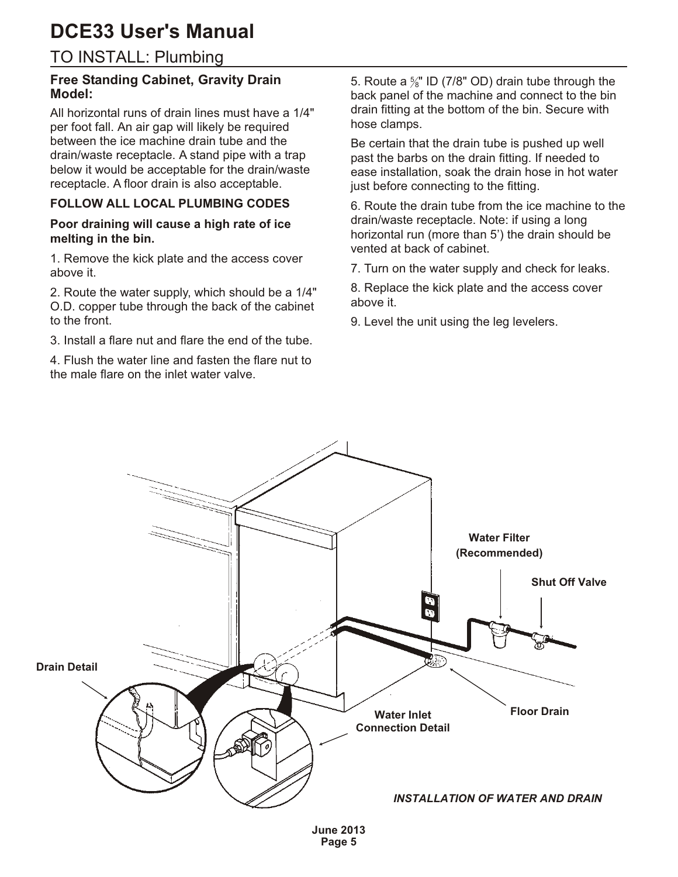# DCE33 User's Manual

## TO INSTALL: Plumbing

### Free Standing Cabinet, Gravity Drain Model:

All horizontal runs of drain lines must have a 1/4" per foot fall. An air gap will likely be required between the ice machine drain tube and the drain/waste receptacle. A stand pipe with a trap below it would be acceptable for the drain/waste receptacle. A floor drain is also acceptable.

**FOLLOW ALL LOCAL PLUMBING CODES**

**Poor draining will cause a high rate of ice melting in the bin.**

1. Remove the kick plate and the access cover above it.

2. Route the water supply, which should be a 1/4" O.D. copper tube through the back of the cabinet to the front.

3. Install a flare nut and flare the end of the tube.

4. Flush the water line and fasten the flare nut to the male flare on the inlet water valve.

5. Route a 5/8" ID (7/8" OD) drain tube through the back panel of the machine and connect to the bin drain fitting at the bottom of the bin. Secure with hose clamps.

Be certain that the drain tube is pushed up well past the barbs on the drain fitting. If needed to ease installation, soak the drain hose in hot water just before connecting to the fitting.

6. Route the drain tube from the ice machine to the drain/waste receptacle. Note: if using a long horizontal run (more than 5') the drain should be vented at back of cabinet.

7. Turn on the water supply and check for leaks.

8. Replace the kick plate and the access cover above it.

9. Level the unit using the leg levelers.

Water Filter (Recommended)

Shut Off Valve

Drain Detail

Water Inlet Connection Detail

Floor Drain

*INSTALLATION OF WATER AND DRAIN*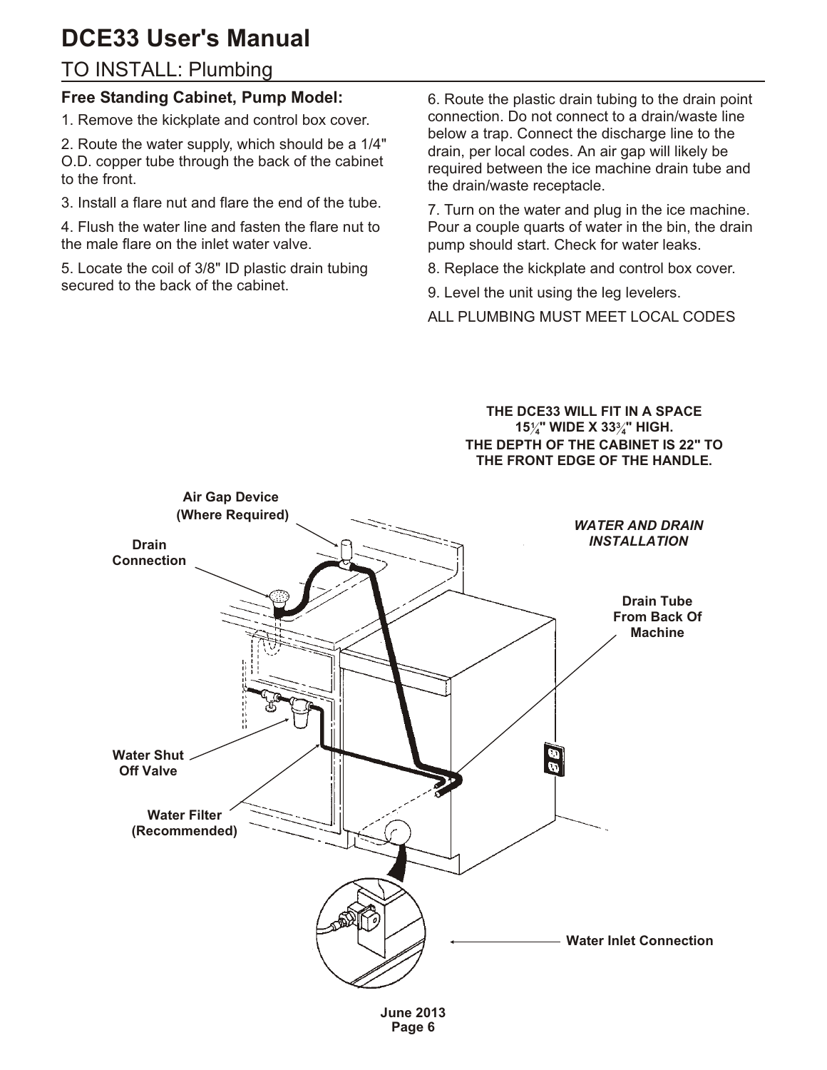# DCE33 User's Manual

## TO INSTALL: Plumbing

### Free Standing Cabinet, Pump Model:

1. Remove the kickplate and control box cover.

2. Route the water supply, which should be a 1/4" O.D. copper tube through the back of the cabinet to the front.

3. Install a flare nut and flare the end of the tube.

4. Flush the water line and fasten the flare nut to the male flare on the inlet water valve.

5. Locate the coil of 3/8" ID plastic drain tubing secured to the back of the cabinet.

6. Route the plastic drain tubing to the drain point connection. Do not connect to a drain/waste line below a trap. Connect the discharge line to the drain, per local codes. An air gap will likely be required between the ice machine drain tube and the drain/waste receptacle.

7. Turn on the water and plug in the ice machine. Pour a couple quarts of water in the bin, the drain pump should start. Check for water leaks.

8. Replace the kickplate and control box cover.

9. Level the unit using the leg levelers.

ALL PLUMBING MUST MEET LOCAL CODES

**THE DCE33 WILL FIT IN A SPACE 15¼" WIDE X 33¾" HIGH. THE DEPTH OF THE CABINET IS 22" TO THE FRONT EDGE OF THE HANDLE.**

***WATER AND DRAIN INSTALLATION***

**Air Gap Device (Where Required)**

**Drain Connection**

**Drain Tube From Back Of Machine**

**Water Shut Off Valve**

**Water Filter (Recommended)**

**Water Inlet Connection**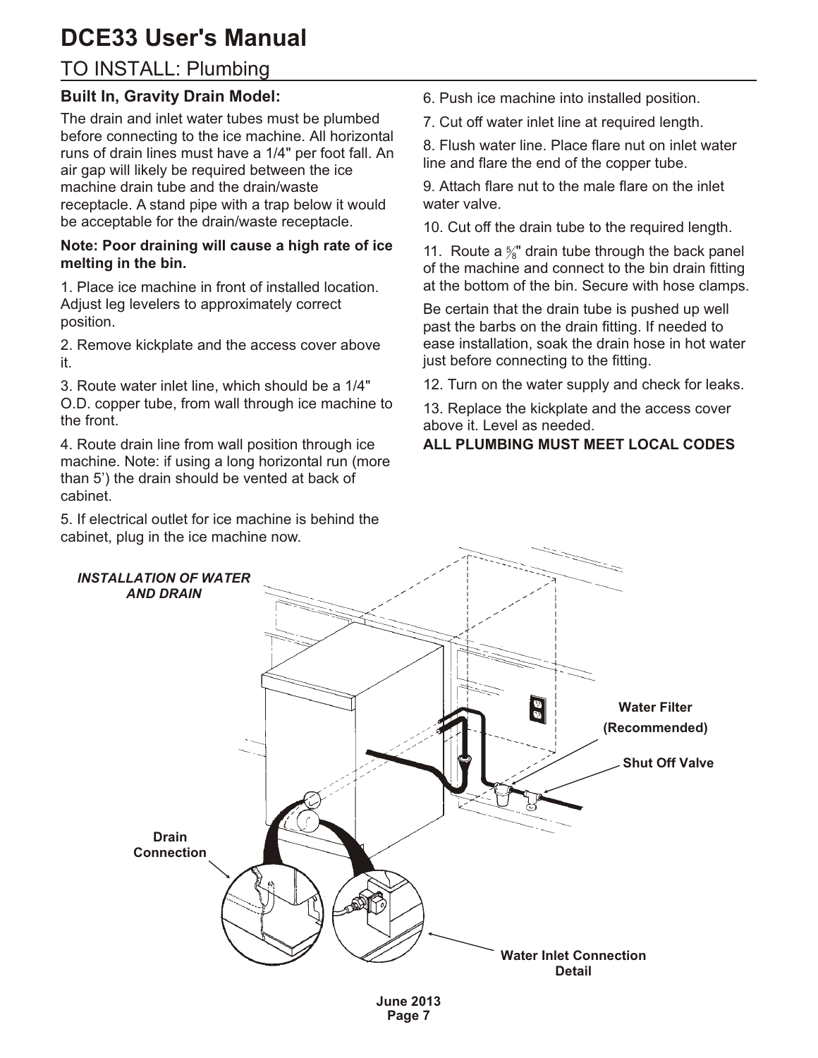# DCE33 User's Manual

## TO INSTALL: Plumbing

### Built In, Gravity Drain Model:

The drain and inlet water tubes must be plumbed before connecting to the ice machine. All horizontal runs of drain lines must have a 1/4" per foot fall. An air gap will likely be required between the ice machine drain tube and the drain/waste receptacle. A stand pipe with a trap below it would be acceptable for the drain/waste receptacle.

**Note: Poor draining will cause a high rate of ice melting in the bin.**

1. Place ice machine in front of installed location. Adjust leg levelers to approximately correct position.

2. Remove kickplate and the access cover above it.

3. Route water inlet line, which should be a 1/4" O.D. copper tube, from wall through ice machine to the front.

4. Route drain line from wall position through ice machine. Note: if using a long horizontal run (more than 5') the drain should be vented at back of cabinet.

5. If electrical outlet for ice machine is behind the cabinet, plug in the ice machine now.

6. Push ice machine into installed position.

7. Cut off water inlet line at required length.

8. Flush water line. Place flare nut on inlet water line and flare the end of the copper tube.

9. Attach flare nut to the male flare on the inlet water valve.

10. Cut off the drain tube to the required length.

11. Route a 5/8" drain tube through the back panel of the machine and connect to the bin drain fitting at the bottom of the bin. Secure with hose clamps.

Be certain that the drain tube is pushed up well past the barbs on the drain fitting. If needed to ease installation, soak the drain hose in hot water just before connecting to the fitting.

12. Turn on the water supply and check for leaks.

13. Replace the kickplate and the access cover above it. Level as needed.

**ALL PLUMBING MUST MEET LOCAL CODES**

*INSTALLATION OF WATER AND DRAIN*

**Water Filter (Recommended)**

**Shut Off Valve**

**Drain Connection**

**Water Inlet Connection Detail**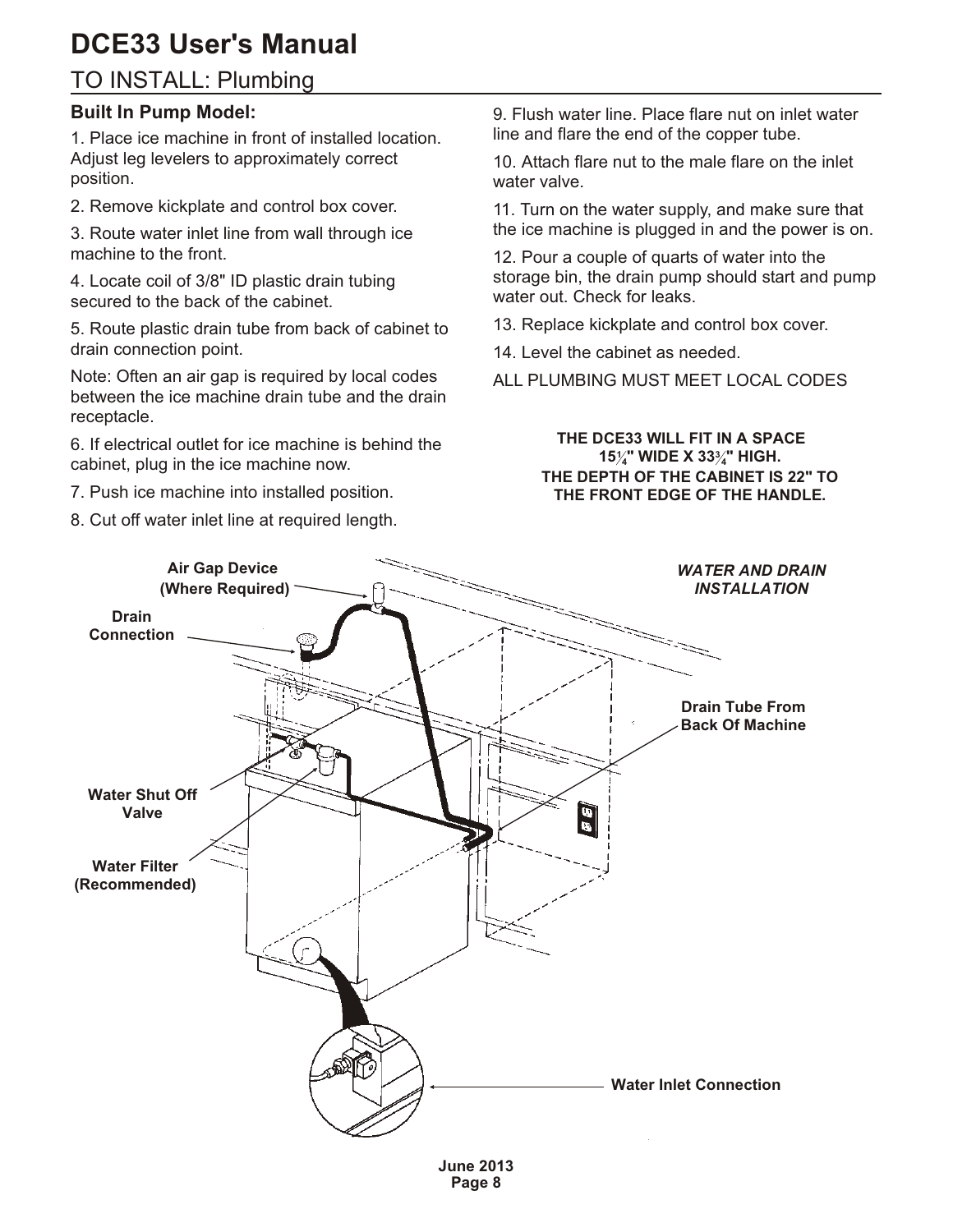# DCE33 User's Manual

## TO INSTALL: Plumbing

### Built In Pump Model:

1. Place ice machine in front of installed location. Adjust leg levelers to approximately correct position.
2. Remove kickplate and control box cover.
3. Route water inlet line from wall through ice machine to the front.
4. Locate coil of 3/8" ID plastic drain tubing secured to the back of the cabinet.
5. Route plastic drain tube from back of cabinet to drain connection point.

Note: Often an air gap is required by local codes between the ice machine drain tube and the drain receptacle.

6. If electrical outlet for ice machine is behind the cabinet, plug in the ice machine now.
7. Push ice machine into installed position.
8. Cut off water inlet line at required length.
9. Flush water line. Place flare nut on inlet water line and flare the end of the copper tube.
10. Attach flare nut to the male flare on the inlet water valve.
11. Turn on the water supply, and make sure that the ice machine is plugged in and the power is on.
12. Pour a couple of quarts of water into the storage bin, the drain pump should start and pump water out. Check for leaks.
13. Replace kickplate and control box cover.
14. Level the cabinet as needed.

ALL PLUMBING MUST MEET LOCAL CODES

**THE DCE33 WILL FIT IN A SPACE 15¼" WIDE X 33¾" HIGH. THE DEPTH OF THE CABINET IS 22" TO THE FRONT EDGE OF THE HANDLE.**

***WATER AND DRAIN INSTALLATION***

**Air Gap Device (Where Required)**

**Drain Connection**

**Drain Tube From Back Of Machine**

**Water Shut Off Valve**

**Water Filter (Recommended)**

**Water Inlet Connection**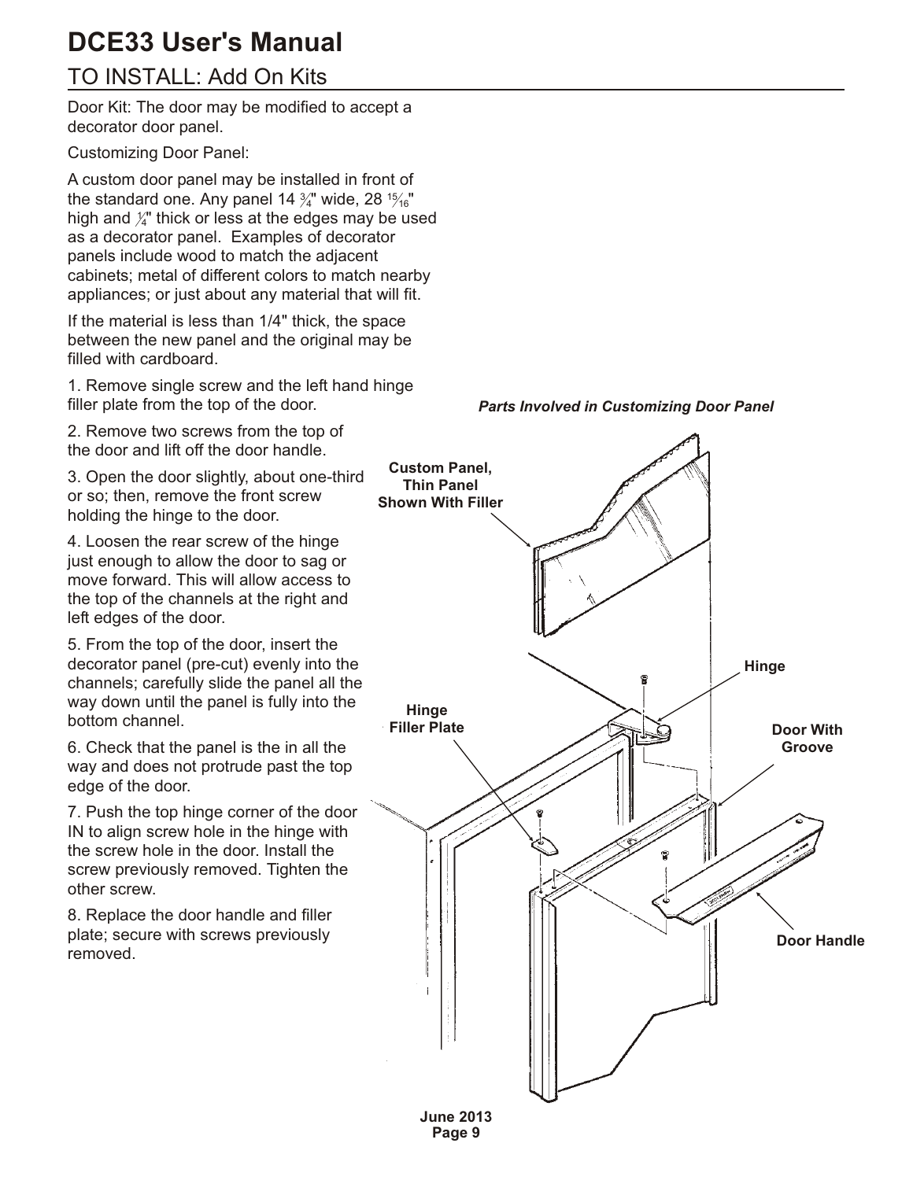# DCE33 User's Manual

## TO INSTALL: Add On Kits

Door Kit: The door may be modified to accept a decorator door panel.

Customizing Door Panel:

A custom door panel may be installed in front of the standard one. Any panel 14 3⁄4" wide, 28 15⁄16" high and 1⁄4" thick or less at the edges may be used as a decorator panel. Examples of decorator panels include wood to match the adjacent cabinets; metal of different colors to match nearby appliances; or just about any material that will fit.

If the material is less than 1/4" thick, the space between the new panel and the original may be filled with cardboard.

1. Remove single screw and the left hand hinge filler plate from the top of the door.

2. Remove two screws from the top of the door and lift off the door handle.

3. Open the door slightly, about one-third or so; then, remove the front screw holding the hinge to the door.

4. Loosen the rear screw of the hinge just enough to allow the door to sag or move forward. This will allow access to the top of the channels at the right and left edges of the door.

5. From the top of the door, insert the decorator panel (pre-cut) evenly into the channels; carefully slide the panel all the way down until the panel is fully into the bottom channel.

6. Check that the panel is the in all the way and does not protrude past the top edge of the door.

7. Push the top hinge corner of the door IN to align screw hole in the hinge with the screw hole in the door. Install the screw previously removed. Tighten the other screw.

8. Replace the door handle and filler plate; secure with screws previously removed.

***Parts Involved in Customizing Door Panel***

**Custom Panel, Thin Panel Shown With Filler**

**Hinge**

**Hinge Filler Plate**

**Door With Groove**

**Door Handle**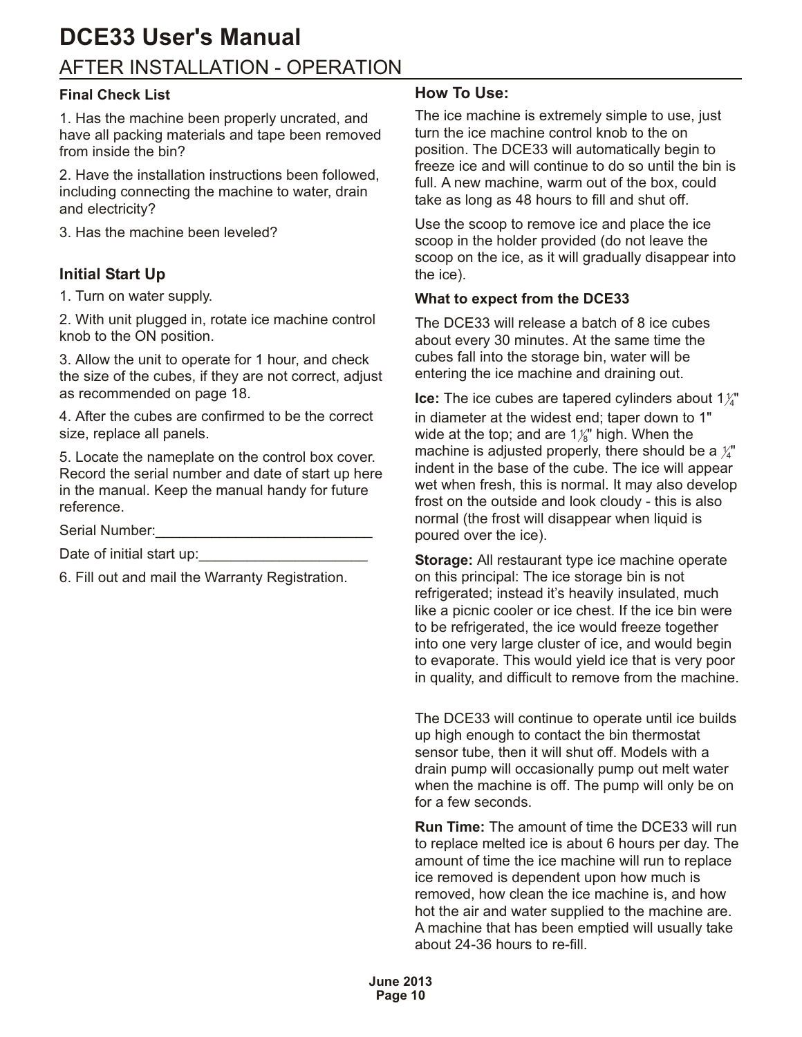# DCE33 User's Manual

## AFTER INSTALLATION - OPERATION

**Final Check List**

1. Has the machine been properly uncrated, and have all packing materials and tape been removed from inside the bin?

2. Have the installation instructions been followed, including connecting the machine to water, drain and electricity?

3. Has the machine been leveled?

### Initial Start Up

1. Turn on water supply.

2. With unit plugged in, rotate ice machine control knob to the ON position.

3. Allow the unit to operate for 1 hour, and check the size of the cubes, if they are not correct, adjust as recommended on page 18.

4. After the cubes are confirmed to be the correct size, replace all panels.

5. Locate the nameplate on the control box cover. Record the serial number and date of start up here in the manual. Keep the manual handy for future reference.

Serial Number:___________________________

Date of initial start up:_____________________

6. Fill out and mail the Warranty Registration.

### How To Use:

The ice machine is extremely simple to use, just turn the ice machine control knob to the on position. The DCE33 will automatically begin to freeze ice and will continue to do so until the bin is full. A new machine, warm out of the box, could take as long as 48 hours to fill and shut off.

Use the scoop to remove ice and place the ice scoop in the holder provided (do not leave the scoop on the ice, as it will gradually disappear into the ice).

**What to expect from the DCE33**

The DCE33 will release a batch of 8 ice cubes about every 30 minutes. At the same time the cubes fall into the storage bin, water will be entering the ice machine and draining out.

**Ice:** The ice cubes are tapered cylinders about 1¼" in diameter at the widest end; taper down to 1" wide at the top; and are 1⅛" high. When the machine is adjusted properly, there should be a ¼" indent in the base of the cube. The ice will appear wet when fresh, this is normal. It may also develop frost on the outside and look cloudy - this is also normal (the frost will disappear when liquid is poured over the ice).

**Storage:** All restaurant type ice machine operate on this principal: The ice storage bin is not refrigerated; instead it's heavily insulated, much like a picnic cooler or ice chest. If the ice bin were to be refrigerated, the ice would freeze together into one very large cluster of ice, and would begin to evaporate. This would yield ice that is very poor in quality, and difficult to remove from the machine.

The DCE33 will continue to operate until ice builds up high enough to contact the bin thermostat sensor tube, then it will shut off. Models with a drain pump will occasionally pump out melt water when the machine is off. The pump will only be on for a few seconds.

**Run Time:** The amount of time the DCE33 will run to replace melted ice is about 6 hours per day. The amount of time the ice machine will run to replace ice removed is dependent upon how much is removed, how clean the ice machine is, and how hot the air and water supplied to the machine are. A machine that has been emptied will usually take about 24-36 hours to re-fill.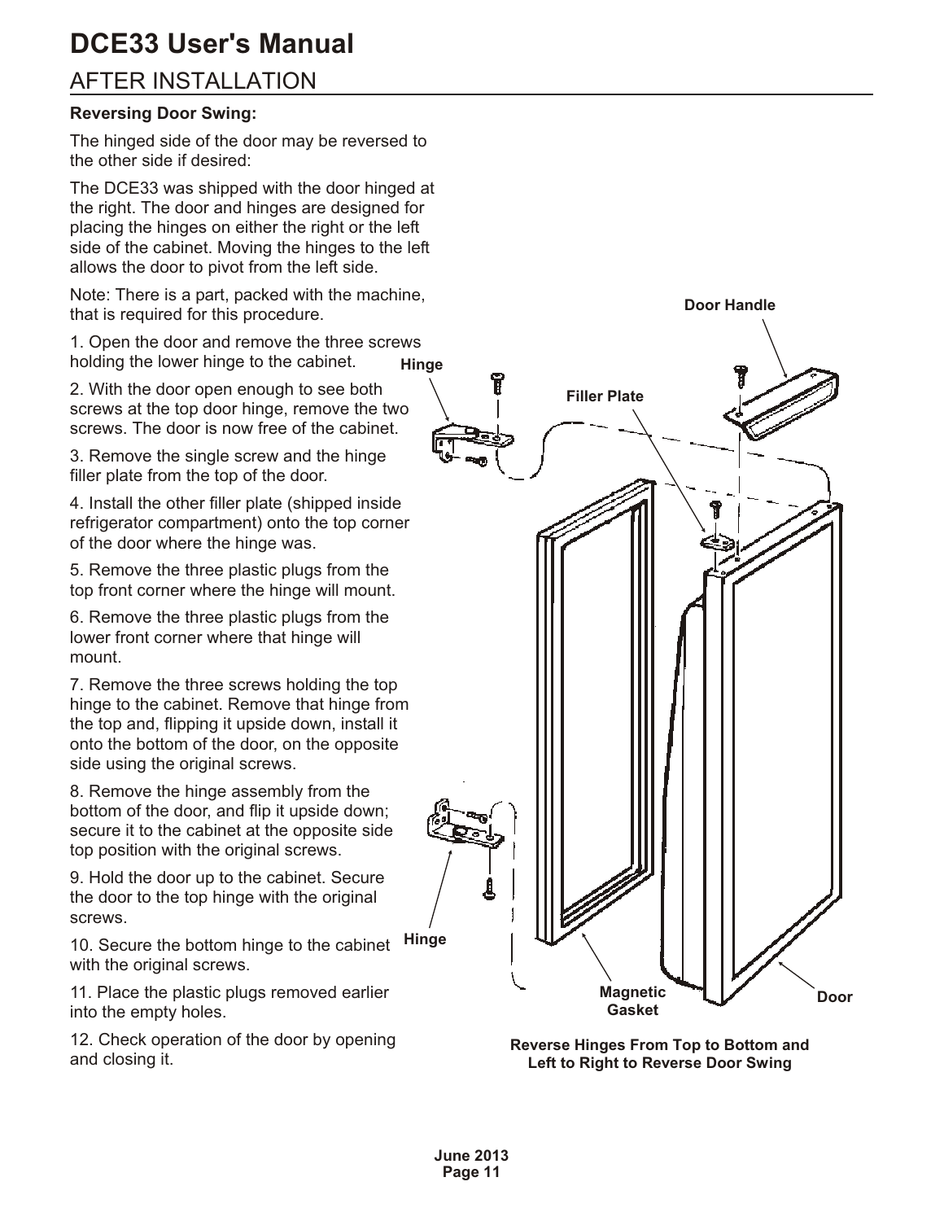# DCE33 User's Manual

## AFTER INSTALLATION

**Reversing Door Swing:**

The hinged side of the door may be reversed to the other side if desired:

The DCE33 was shipped with the door hinged at the right. The door and hinges are designed for placing the hinges on either the right or the left side of the cabinet. Moving the hinges to the left allows the door to pivot from the left side.

Note: There is a part, packed with the machine, that is required for this procedure.

1. Open the door and remove the three screws holding the lower hinge to the cabinet.
2. With the door open enough to see both screws at the top door hinge, remove the two screws. The door is now free of the cabinet.
3. Remove the single screw and the hinge filler plate from the top of the door.
4. Install the other filler plate (shipped inside refrigerator compartment) onto the top corner of the door where the hinge was.
5. Remove the three plastic plugs from the top front corner where the hinge will mount.
6. Remove the three plastic plugs from the lower front corner where that hinge will mount.
7. Remove the three screws holding the top hinge to the cabinet. Remove that hinge from the top and, flipping it upside down, install it onto the bottom of the door, on the opposite side using the original screws.
8. Remove the hinge assembly from the bottom of the door, and flip it upside down; secure it to the cabinet at the opposite side top position with the original screws.
9. Hold the door up to the cabinet. Secure the door to the top hinge with the original screws.
10. Secure the bottom hinge to the cabinet with the original screws.
11. Place the plastic plugs removed earlier into the empty holes.
12. Check operation of the door by opening and closing it.

Door Handle

Hinge

Filler Plate

Hinge

Magnetic Gasket

Door

**Reverse Hinges From Top to Bottom and Left to Right to Reverse Door Swing**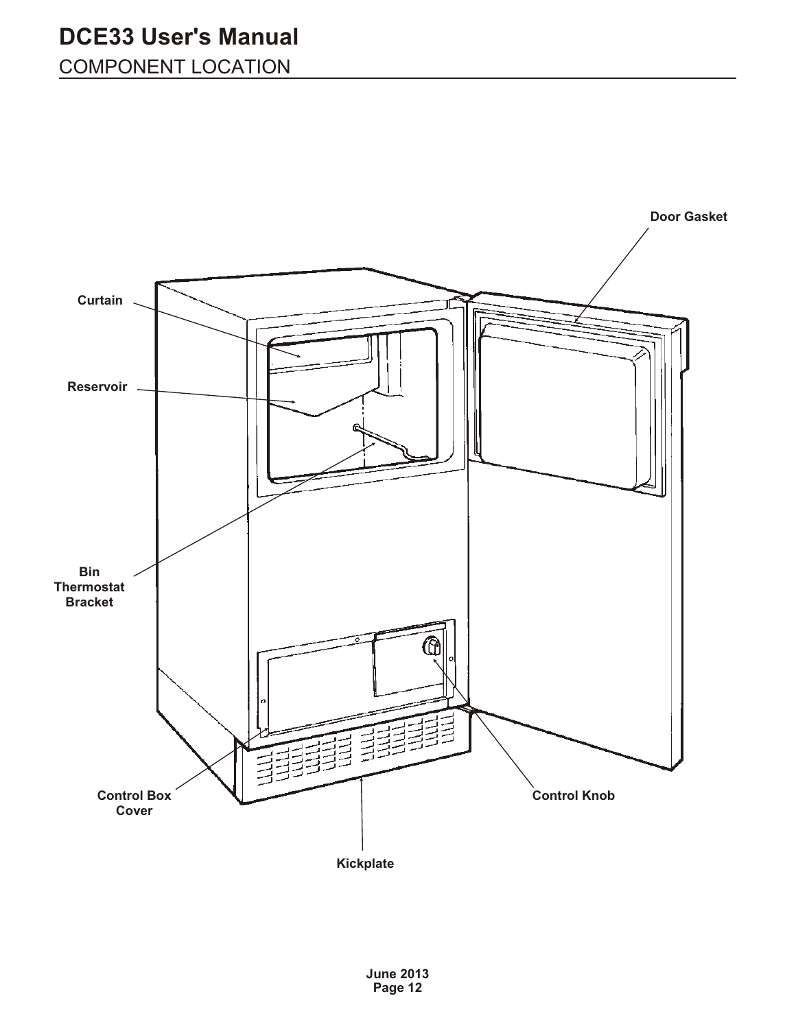## COMPONENT LOCATION

Door Gasket

Curtain

Reservoir

Bin Thermostat Bracket

Control Box Cover

Control Knob

Kickplate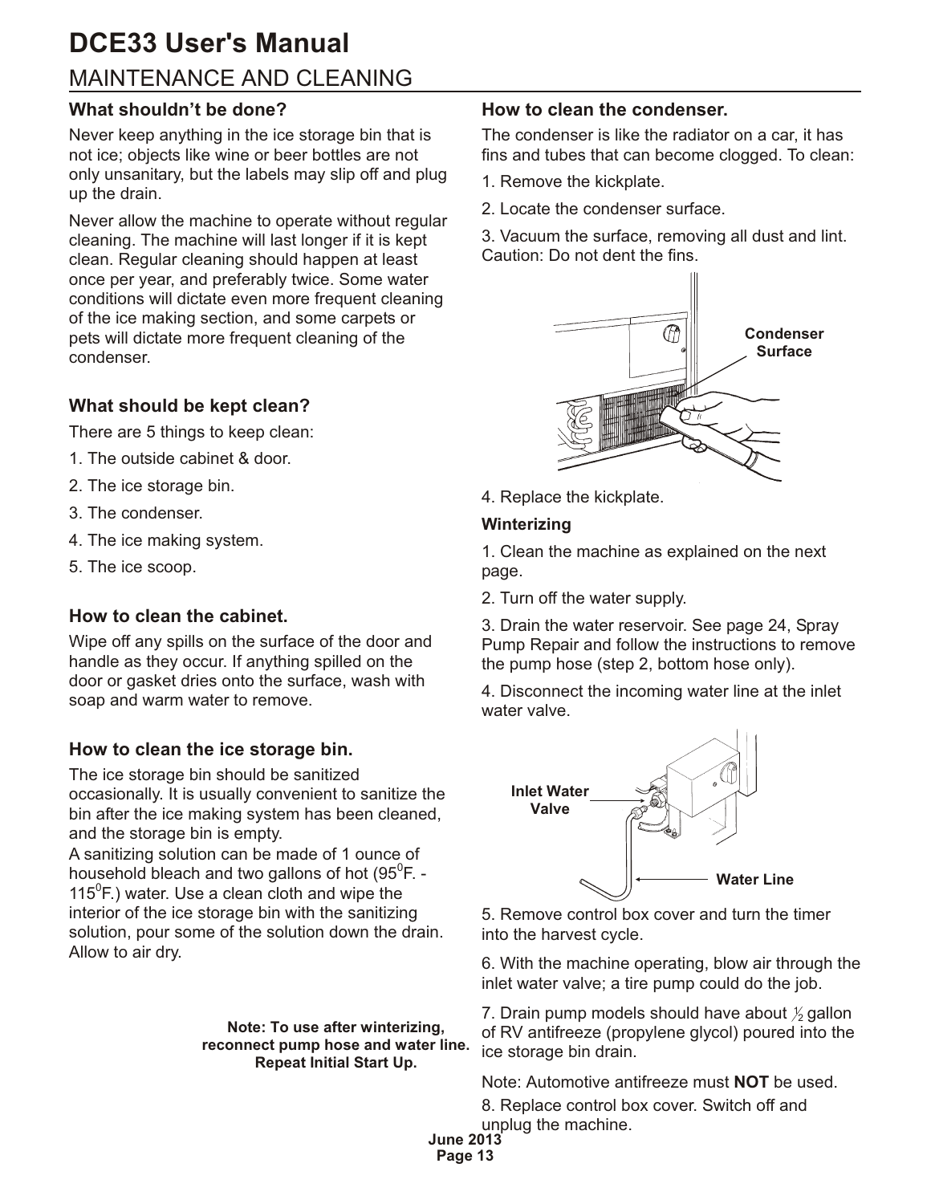# DCE33 User's Manual

## MAINTENANCE AND CLEANING

### What shouldn't be done?

Never keep anything in the ice storage bin that is not ice; objects like wine or beer bottles are not only unsanitary, but the labels may slip off and plug up the drain.

Never allow the machine to operate without regular cleaning. The machine will last longer if it is kept clean. Regular cleaning should happen at least once per year, and preferably twice. Some water conditions will dictate even more frequent cleaning of the ice making section, and some carpets or pets will dictate more frequent cleaning of the condenser.

### What should be kept clean?

There are 5 things to keep clean:

1. The outside cabinet & door.
2. The ice storage bin.
3. The condenser.
4. The ice making system.
5. The ice scoop.

### How to clean the cabinet.

Wipe off any spills on the surface of the door and handle as they occur. If anything spilled on the door or gasket dries onto the surface, wash with soap and warm water to remove.

### How to clean the ice storage bin.

The ice storage bin should be sanitized occasionally. It is usually convenient to sanitize the bin after the ice making system has been cleaned, and the storage bin is empty.

A sanitizing solution can be made of 1 ounce of household bleach and two gallons of hot ($95^0$F. - $115^0$F.) water. Use a clean cloth and wipe the interior of the ice storage bin with the sanitizing solution, pour some of the solution down the drain. Allow to air dry.

**Note: To use after winterizing, reconnect pump hose and water line. Repeat Initial Start Up.**

### How to clean the condenser.

The condenser is like the radiator on a car, it has fins and tubes that can become clogged. To clean:

1. Remove the kickplate.
2. Locate the condenser surface.
3. Vacuum the surface, removing all dust and lint. Caution: Do not dent the fins.

Condenser Surface

4. Replace the kickplate.

**Winterizing**

1. Clean the machine as explained on the next page.
2. Turn off the water supply.
3. Drain the water reservoir. See page 24, Spray Pump Repair and follow the instructions to remove the pump hose (step 2, bottom hose only).
4. Disconnect the incoming water line at the inlet water valve.

Inlet Water Valve

Water Line

5. Remove control box cover and turn the timer into the harvest cycle.
6. With the machine operating, blow air through the inlet water valve; a tire pump could do the job.
7. Drain pump models should have about ½ gallon of RV antifreeze (propylene glycol) poured into the ice storage bin drain.

Note: Automotive antifreeze must **NOT** be used.

8. Replace control box cover. Switch off and unplug the machine.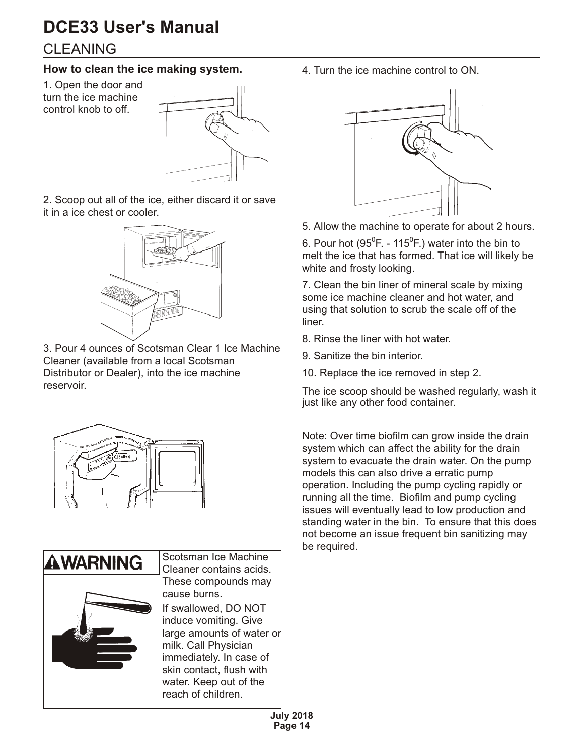# DCE33 User's Manual

## CLEANING

### How to clean the ice making system.

1. Open the door and turn the ice machine control knob to off.

2. Scoop out all of the ice, either discard it or save it in a ice chest or cooler.

3. Pour 4 ounces of Scotsman Clear 1 Ice Machine Cleaner (available from a local Scotsman Distributor or Dealer), into the ice machine reservoir.

| **WARNING** | Scotsman Ice Machine Cleaner contains acids. These compounds may cause burns. If swallowed, DO NOT induce vomiting. Give large amounts of water or milk. Call Physician immediately. In case of skin contact, flush with water. Keep out of the reach of children. |
| --- | --- |

4. Turn the ice machine control to ON.

5. Allow the machine to operate for about 2 hours.

6. Pour hot ($95^0$F. - $115^0$F.) water into the bin to melt the ice that has formed. That ice will likely be white and frosty looking.

7. Clean the bin liner of mineral scale by mixing some ice machine cleaner and hot water, and using that solution to scrub the scale off of the liner.

8. Rinse the liner with hot water.

9. Sanitize the bin interior.

10. Replace the ice removed in step 2.

The ice scoop should be washed regularly, wash it just like any other food container.

Note: Over time biofilm can grow inside the drain system which can affect the ability for the drain system to evacuate the drain water. On the pump models this can also drive a erratic pump operation. Including the pump cycling rapidly or running all the time. Biofilm and pump cycling issues will eventually lead to low production and standing water in the bin. To ensure that this does not become an issue frequent bin sanitizing may be required.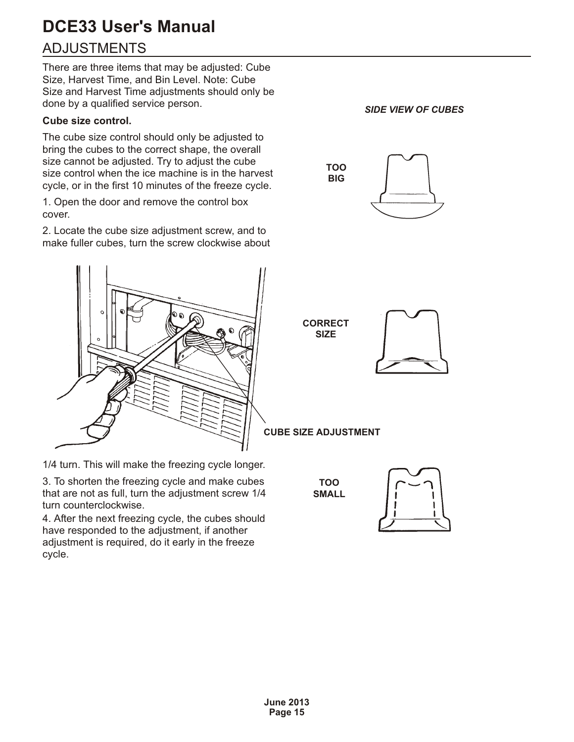## ADJUSTMENTS

There are three items that may be adjusted: Cube Size, Harvest Time, and Bin Level. Note: Cube Size and Harvest Time adjustments should only be done by a qualified service person.

**Cube size control.**

The cube size control should only be adjusted to bring the cubes to the correct shape, the overall size cannot be adjusted. Try to adjust the cube size control when the ice machine is in the harvest cycle, or in the first 10 minutes of the freeze cycle.

1. Open the door and remove the control box cover.

2. Locate the cube size adjustment screw, and to make fuller cubes, turn the screw clockwise about 1/4 turn. This will make the freezing cycle longer.

3. To shorten the freezing cycle and make cubes that are not as full, turn the adjustment screw 1/4 turn counterclockwise.

4. After the next freezing cycle, the cubes should have responded to the adjustment, if another adjustment is required, do it early in the freeze cycle.

CUBE SIZE ADJUSTMENT

*SIDE VIEW OF CUBES*

TOO BIG

CORRECT SIZE

TOO SMALL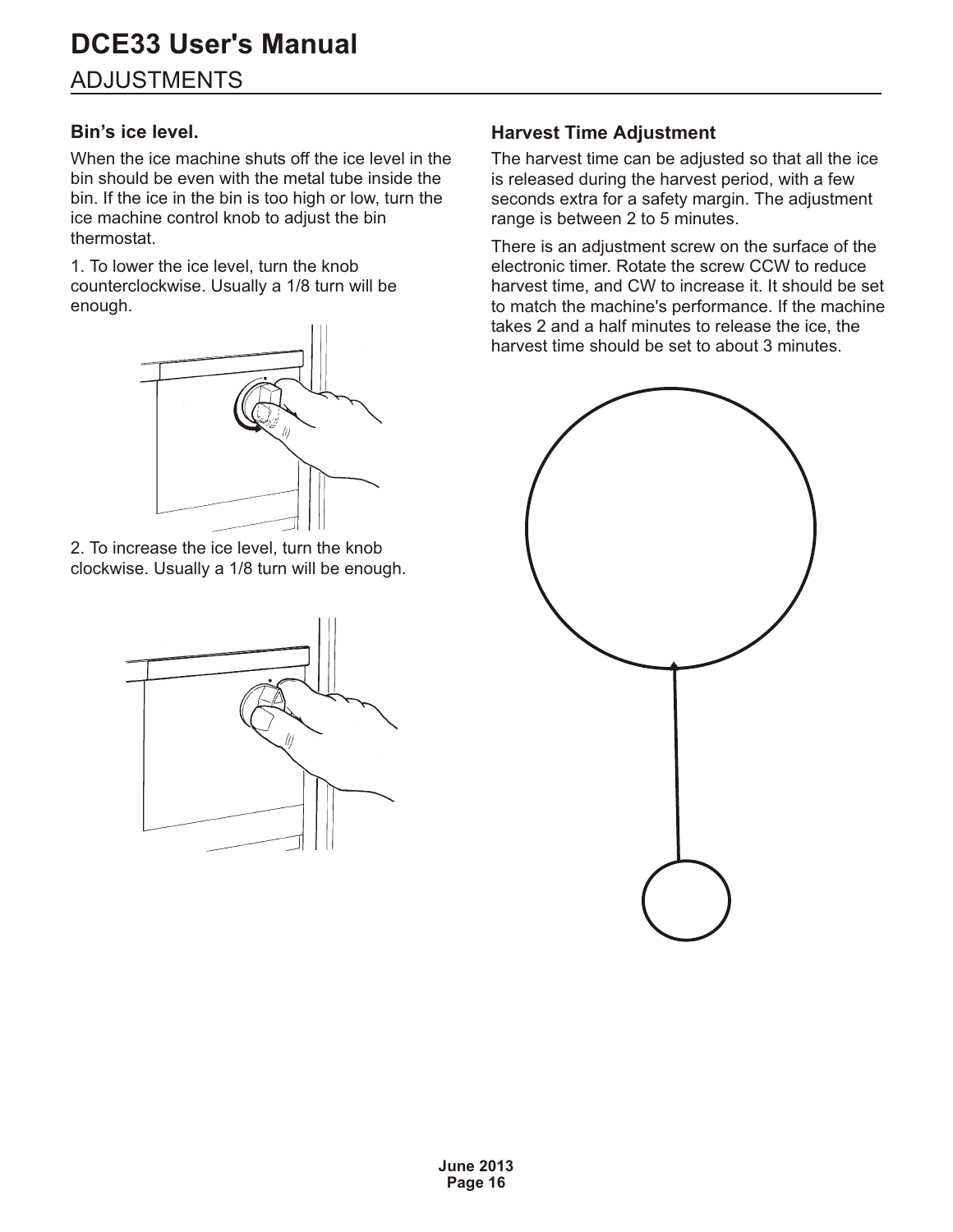# DCE33 User's Manual

## ADJUSTMENTS

### Bin's ice level.

When the ice machine shuts off the ice level in the bin should be even with the metal tube inside the bin. If the ice in the bin is too high or low, turn the ice machine control knob to adjust the bin thermostat.

1. To lower the ice level, turn the knob counterclockwise. Usually a 1/8 turn will be enough.

2. To increase the ice level, turn the knob clockwise. Usually a 1/8 turn will be enough.

### Harvest Time Adjustment

The harvest time can be adjusted so that all the ice is released during the harvest period, with a few seconds extra for a safety margin. The adjustment range is between 2 to 5 minutes.

There is an adjustment screw on the surface of the electronic timer. Rotate the screw CCW to reduce harvest time, and CW to increase it. It should be set to match the machine's performance. If the machine takes 2 and a half minutes to release the ice, the harvest time should be set to about 3 minutes.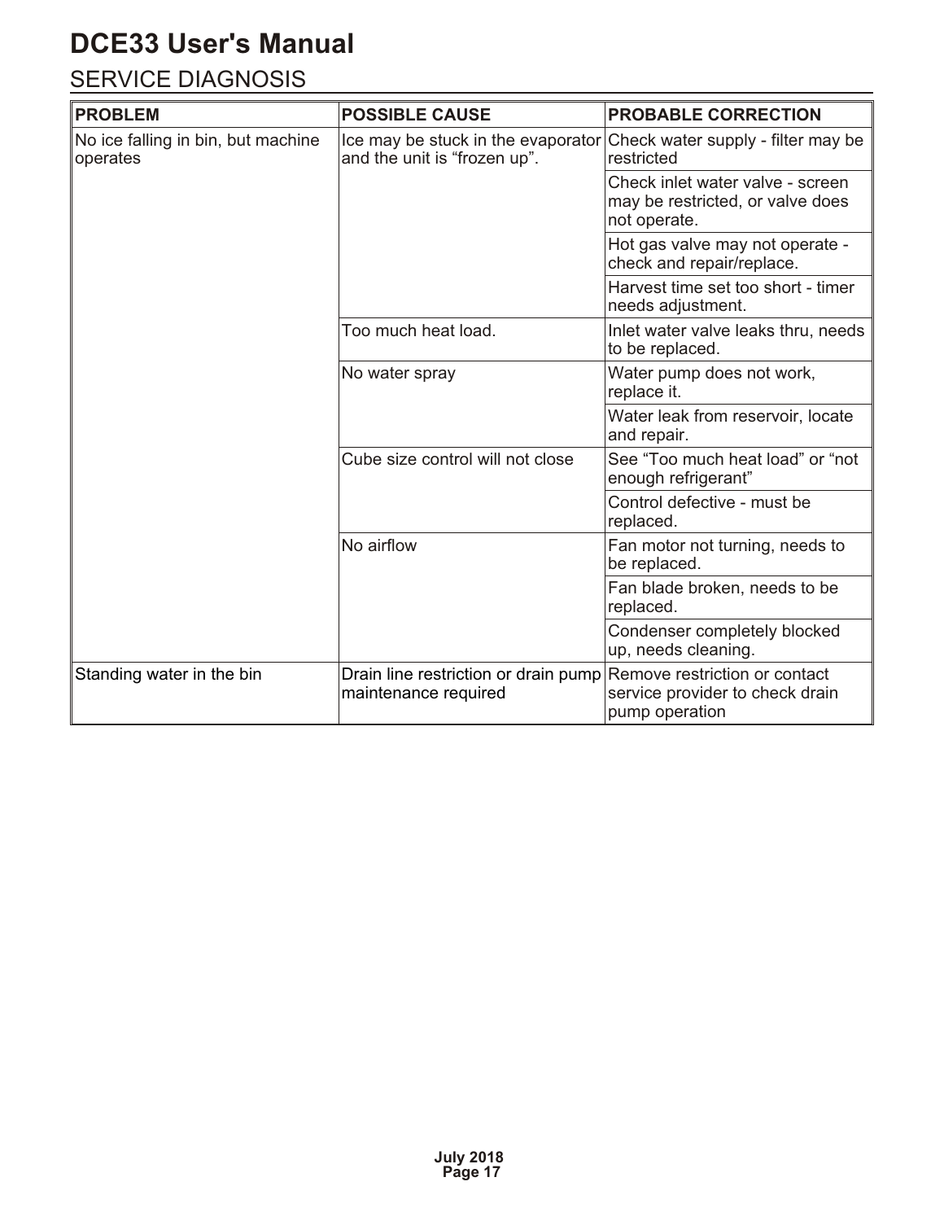# DCE33 User's Manual

## SERVICE DIAGNOSIS

| PROBLEM | POSSIBLE CAUSE | PROBABLE CORRECTION |
|---|---|---|
| No ice falling in bin, but machine operates | Ice may be stuck in the evaporator and the unit is “frozen up”. | Check water supply - filter may be restricted |
| | | Check inlet water valve - screen may be restricted, or valve does not operate. |
| | | Hot gas valve may not operate - check and repair/replace. |
| | | Harvest time set too short - timer needs adjustment. |
| | Too much heat load. | Inlet water valve leaks thru, needs to be replaced. |
| | No water spray | Water pump does not work, replace it. |
| | | Water leak from reservoir, locate and repair. |
| | Cube size control will not close | See “Too much heat load” or “not enough refrigerant” |
| | | Control defective - must be replaced. |
| | No airflow | Fan motor not turning, needs to be replaced. |
| | | Fan blade broken, needs to be replaced. |
| | | Condenser completely blocked up, needs cleaning. |
| Standing water in the bin | Drain line restriction or drain pump maintenance required | Remove restriction or contact service provider to check drain pump operation |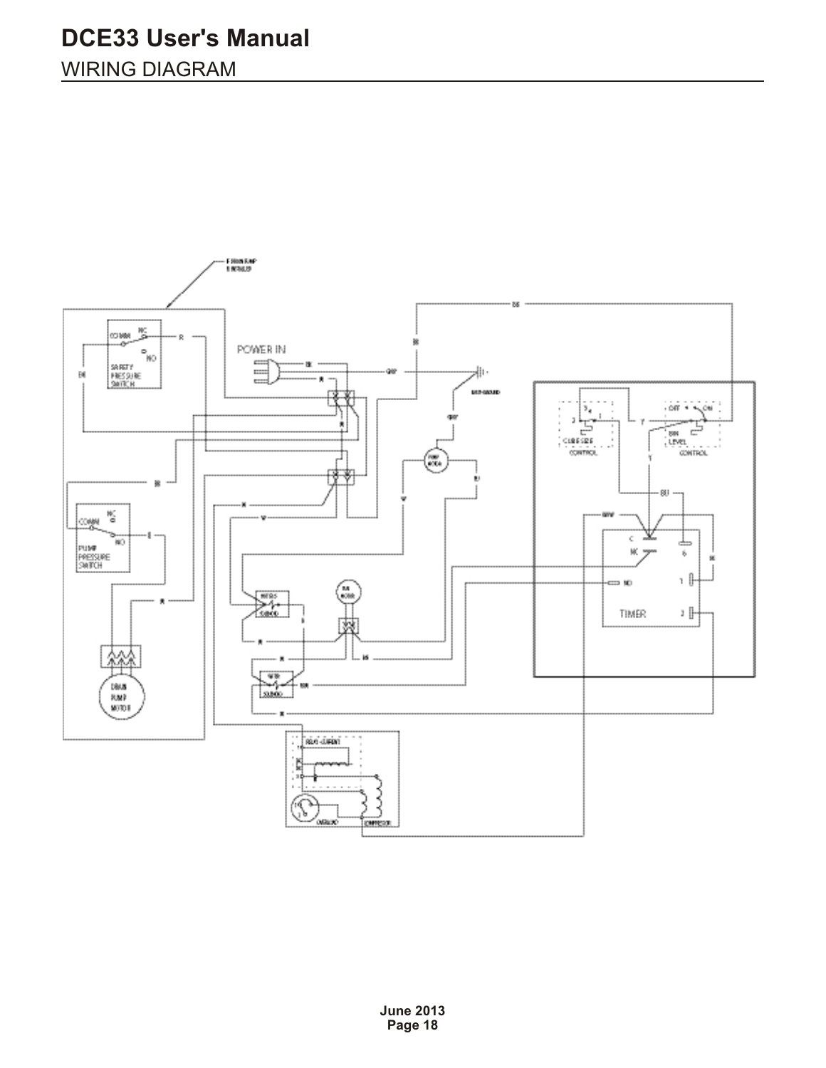## WIRING DIAGRAM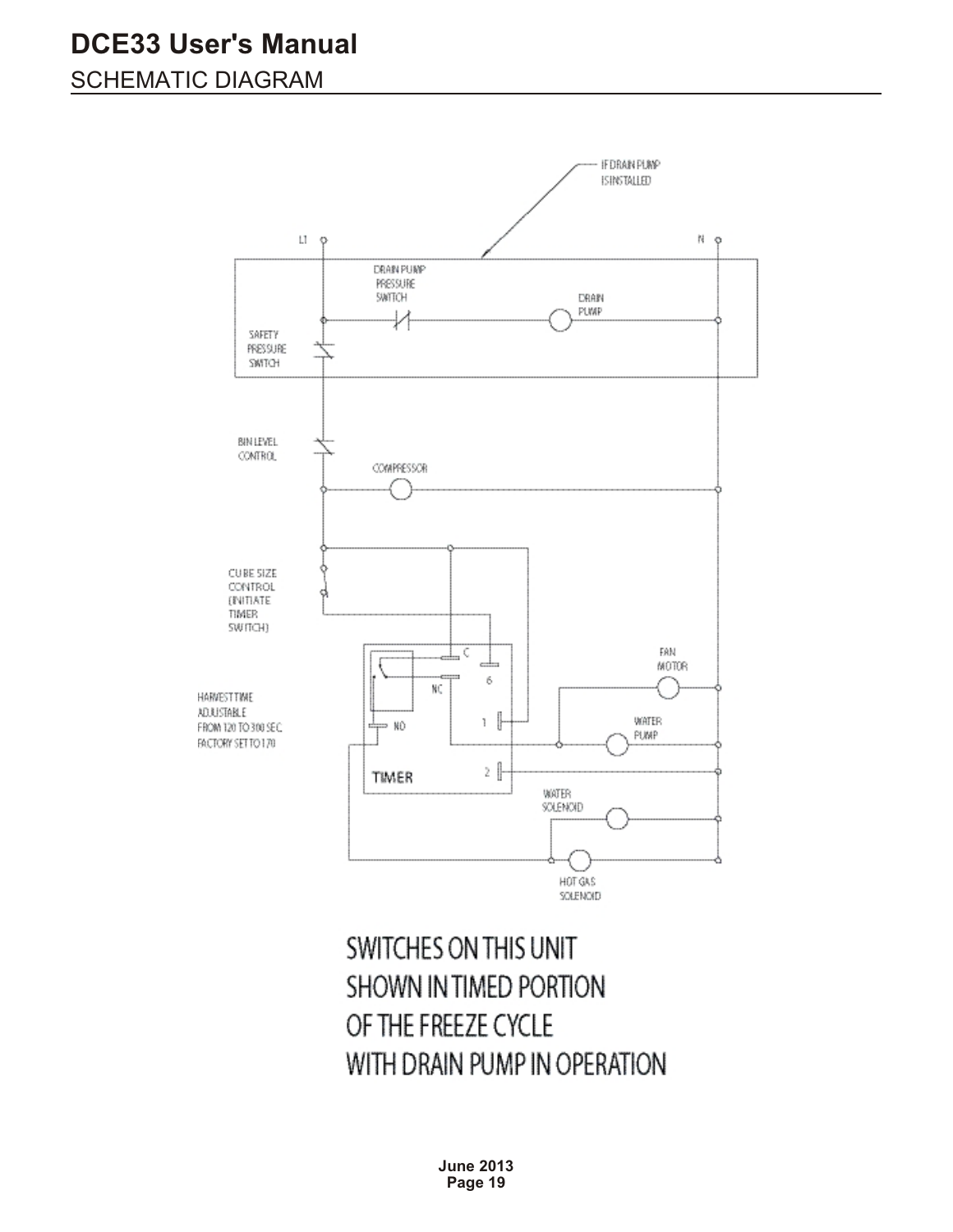# DCE33 User's Manual

## SCHEMATIC DIAGRAM

IF DRAIN PUMP IS INSTALLED

L1

N

DRAIN PUMP PRESSURE SWITCH

DRAIN PUMP

SAFETY PRESSURE SWITCH

BIN LEVEL CONTROL

COMPRESSOR

CUBE SIZE CONTROL (INITIATE TIMER SWITCH)

C

6

NC

1

NO

2

TIMER

FAN MOTOR

WATER PUMP

HARVEST TIME ADJUSTABLE FROM 120 TO 300 SEC FACTORY SET TO 170

WATER SOLENOID

HOT GAS SOLENOID

SWITCHES ON THIS UNIT SHOWN IN TIMED PORTION OF THE FREEZE CYCLE WITH DRAIN PUMP IN OPERATION

June 2013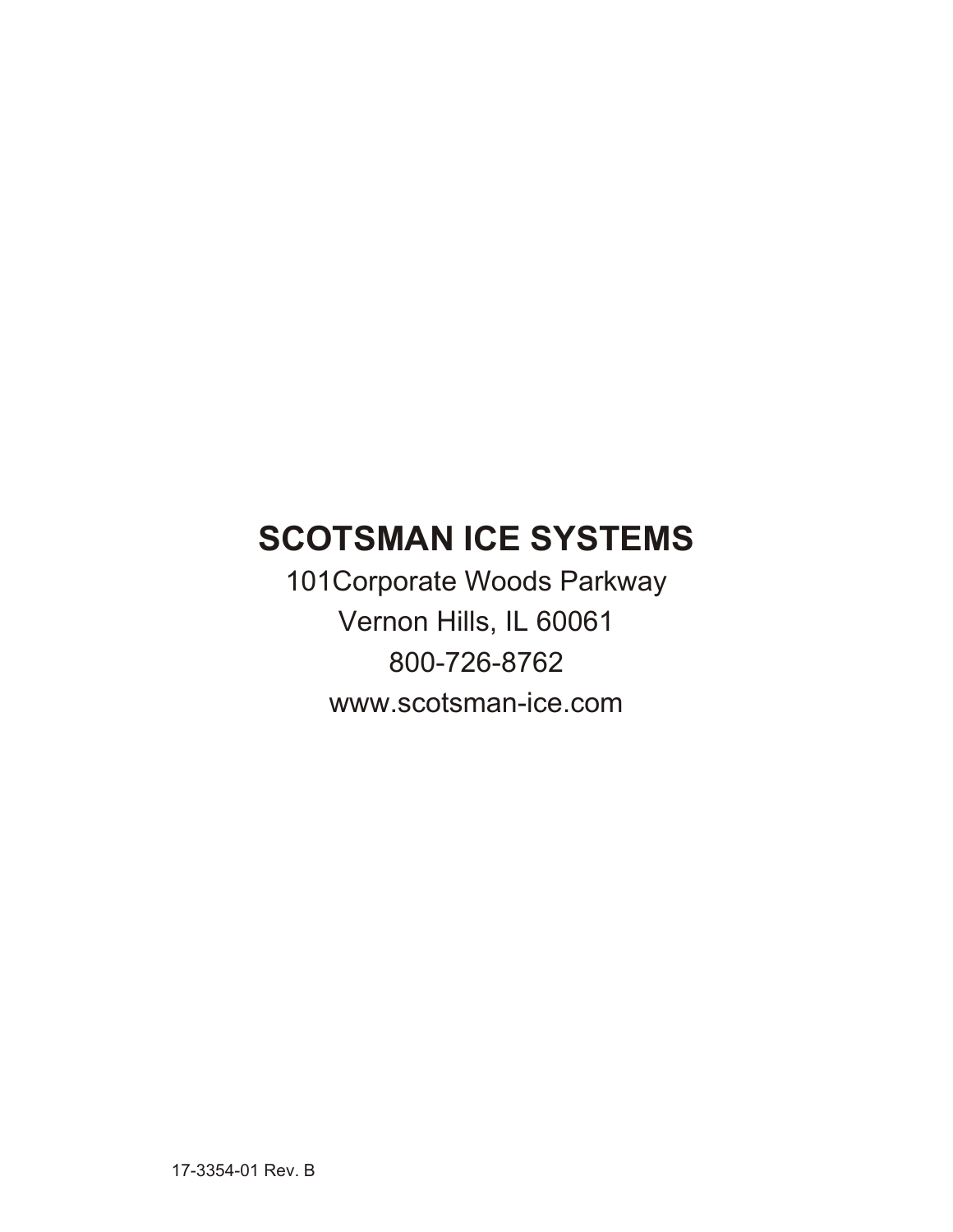**SCOTSMAN ICE SYSTEMS**

101Corporate Woods Parkway

Vernon Hills, IL 60061

800-726-8762

www.scotsman-ice.com

17-3354-01 Rev. B